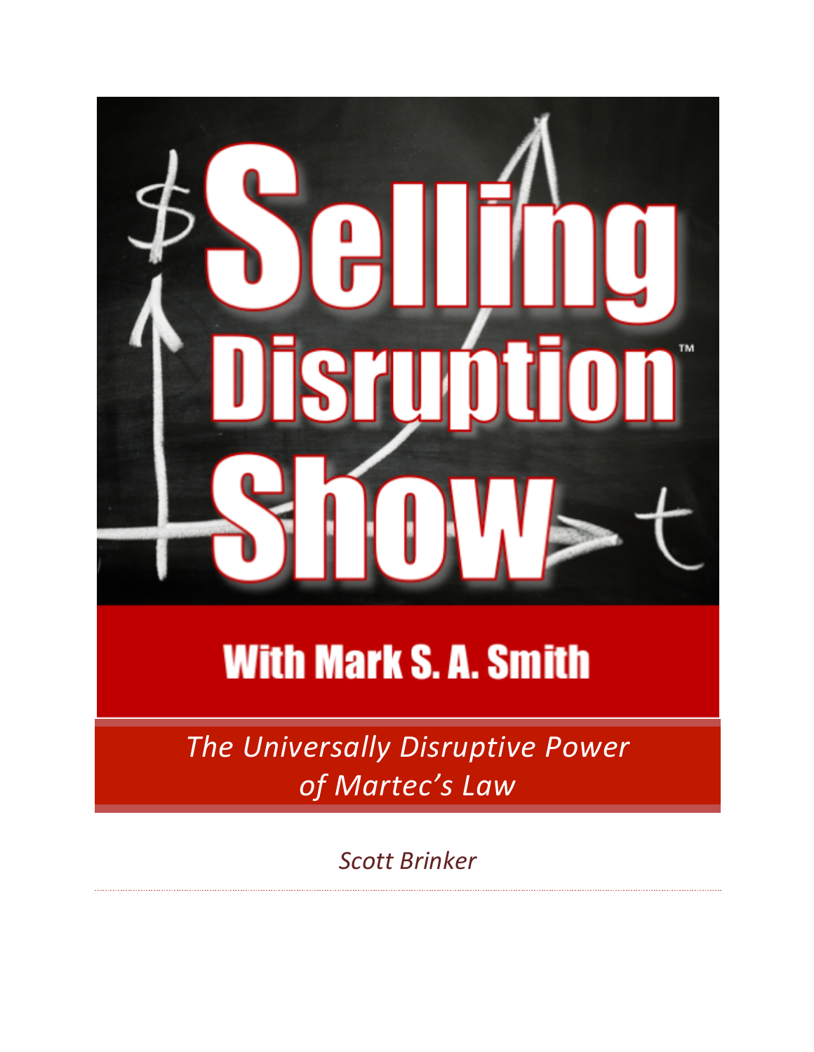# Selling Disruption Show™

## With Mark S. A. Smith

*The Universally Disruptive Power of Martec's Law*

*Scott Brinker*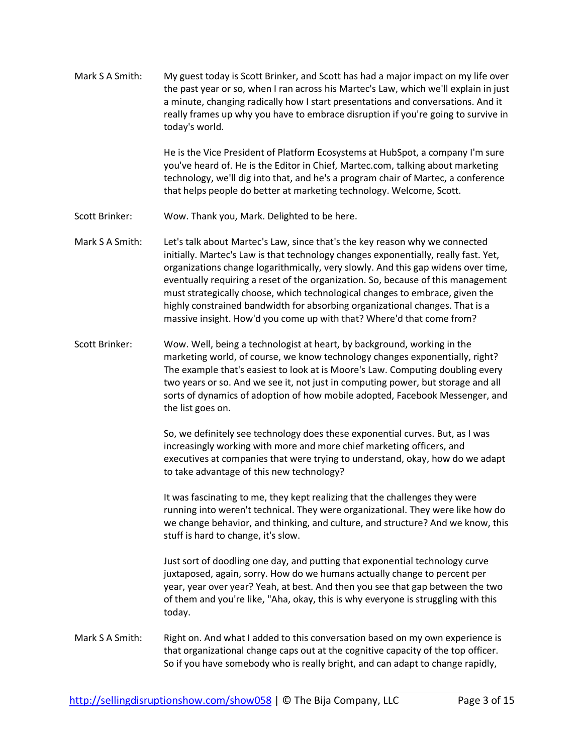**Mark S A Smith:** My guest today is Scott Brinker, and Scott has had a major impact on my life over the past year or so, when I ran across his Martec's Law, which we'll explain in just a minute, changing radically how I start presentations and conversations. And it really frames up why you have to embrace disruption if you're going to survive in today's world.

He is the Vice President of Platform Ecosystems at HubSpot, a company I'm sure you've heard of. He is the Editor in Chief, Martec.com, talking about marketing technology, we'll dig into that, and he's a program chair of Martec, a conference that helps people do better at marketing technology. Welcome, Scott.

**Scott Brinker:** Wow. Thank you, Mark. Delighted to be here.

**Mark S A Smith:** Let's talk about Martec's Law, since that's the key reason why we connected initially. Martec's Law is that technology changes exponentially, really fast. Yet, organizations change logarithmically, very slowly. And this gap widens over time, eventually requiring a reset of the organization. So, because of this management must strategically choose, which technological changes to embrace, given the highly constrained bandwidth for absorbing organizational changes. That is a massive insight. How'd you come up with that? Where'd that come from?

**Scott Brinker:** Wow. Well, being a technologist at heart, by background, working in the marketing world, of course, we know technology changes exponentially, right? The example that's easiest to look at is Moore's Law. Computing doubling every two years or so. And we see it, not just in computing power, but storage and all sorts of dynamics of adoption of how mobile adopted, Facebook Messenger, and the list goes on.

So, we definitely see technology does these exponential curves. But, as I was increasingly working with more and more chief marketing officers, and executives at companies that were trying to understand, okay, how do we adapt to take advantage of this new technology?

It was fascinating to me, they kept realizing that the challenges they were running into weren't technical. They were organizational. They were like how do we change behavior, and thinking, and culture, and structure? And we know, this stuff is hard to change, it's slow.

Just sort of doodling one day, and putting that exponential technology curve juxtaposed, again, sorry. How do we humans actually change to percent per year, year over year? Yeah, at best. And then you see that gap between the two of them and you're like, "Aha, okay, this is why everyone is struggling with this today.

**Mark S A Smith:** Right on. And what I added to this conversation based on my own experience is that organizational change caps out at the cognitive capacity of the top officer. So if you have somebody who is really bright, and can adapt to change rapidly,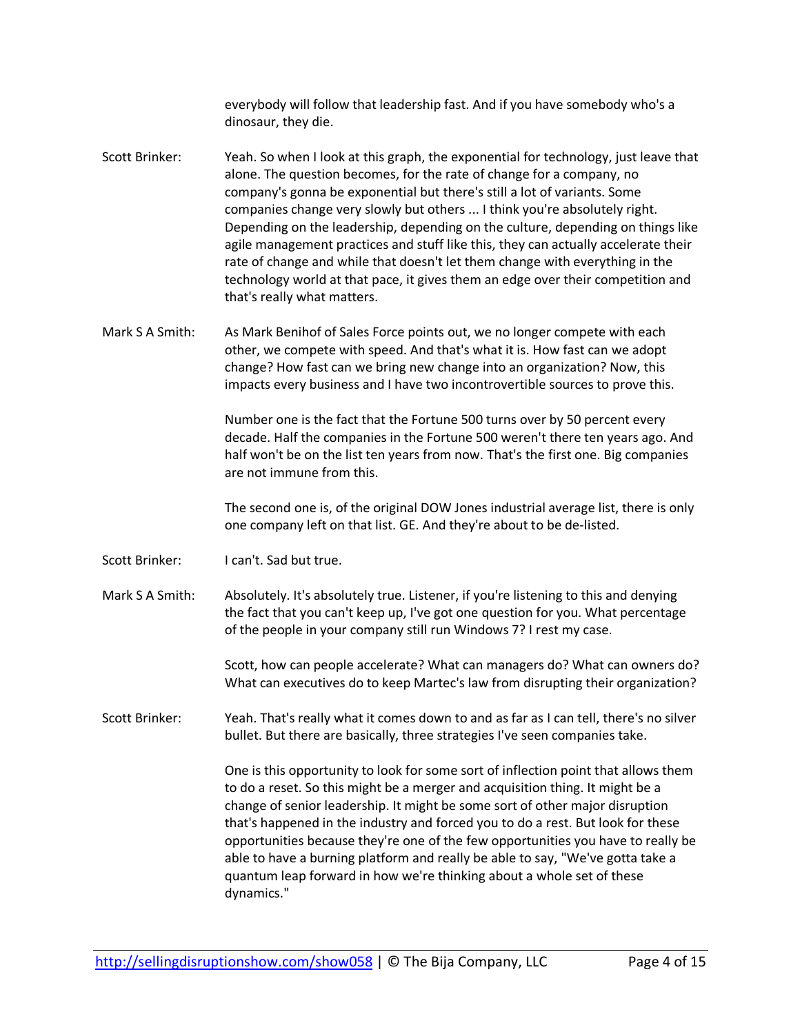everybody will follow that leadership fast. And if you have somebody who's a dinosaur, they die.

Scott Brinker: Yeah. So when I look at this graph, the exponential for technology, just leave that alone. The question becomes, for the rate of change for a company, no company's gonna be exponential but there's still a lot of variants. Some companies change very slowly but others ... I think you're absolutely right. Depending on the leadership, depending on the culture, depending on things like agile management practices and stuff like this, they can actually accelerate their rate of change and while that doesn't let them change with everything in the technology world at that pace, it gives them an edge over their competition and that's really what matters.

Mark S A Smith: As Mark Benihof of Sales Force points out, we no longer compete with each other, we compete with speed. And that's what it is. How fast can we adopt change? How fast can we bring new change into an organization? Now, this impacts every business and I have two incontrovertible sources to prove this.

Number one is the fact that the Fortune 500 turns over by 50 percent every decade. Half the companies in the Fortune 500 weren't there ten years ago. And half won't be on the list ten years from now. That's the first one. Big companies are not immune from this.

The second one is, of the original DOW Jones industrial average list, there is only one company left on that list. GE. And they're about to be de-listed.

Scott Brinker: I can't. Sad but true.

Mark S A Smith: Absolutely. It's absolutely true. Listener, if you're listening to this and denying the fact that you can't keep up, I've got one question for you. What percentage of the people in your company still run Windows 7? I rest my case.

Scott, how can people accelerate? What can managers do? What can owners do? What can executives do to keep Martec's law from disrupting their organization?

Scott Brinker: Yeah. That's really what it comes down to and as far as I can tell, there's no silver bullet. But there are basically, three strategies I've seen companies take.

One is this opportunity to look for some sort of inflection point that allows them to do a reset. So this might be a merger and acquisition thing. It might be a change of senior leadership. It might be some sort of other major disruption that's happened in the industry and forced you to do a rest. But look for these opportunities because they're one of the few opportunities you have to really be able to have a burning platform and really be able to say, "We've gotta take a quantum leap forward in how we're thinking about a whole set of these dynamics."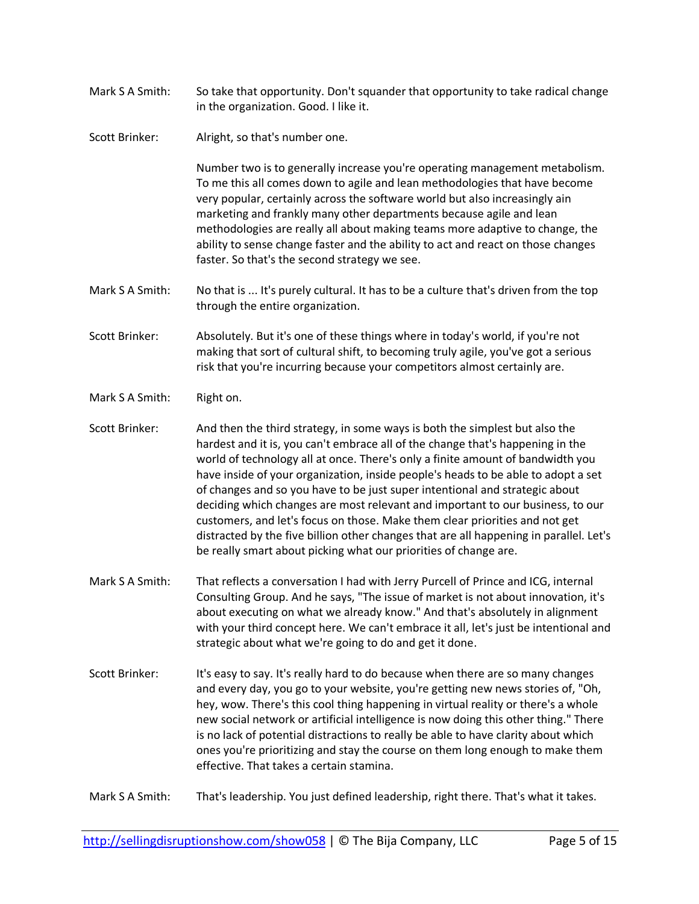Mark S A Smith: So take that opportunity. Don't squander that opportunity to take radical change in the organization. Good. I like it.

Scott Brinker: Alright, so that's number one.

Number two is to generally increase you're operating management metabolism. To me this all comes down to agile and lean methodologies that have become very popular, certainly across the software world but also increasingly ain marketing and frankly many other departments because agile and lean methodologies are really all about making teams more adaptive to change, the ability to sense change faster and the ability to act and react on those changes faster. So that's the second strategy we see.

Mark S A Smith: No that is ... It's purely cultural. It has to be a culture that's driven from the top through the entire organization.

Scott Brinker: Absolutely. But it's one of these things where in today's world, if you're not making that sort of cultural shift, to becoming truly agile, you've got a serious risk that you're incurring because your competitors almost certainly are.

Mark S A Smith: Right on.

Scott Brinker: And then the third strategy, in some ways is both the simplest but also the hardest and it is, you can't embrace all of the change that's happening in the world of technology all at once. There's only a finite amount of bandwidth you have inside of your organization, inside people's heads to be able to adopt a set of changes and so you have to be just super intentional and strategic about deciding which changes are most relevant and important to our business, to our customers, and let's focus on those. Make them clear priorities and not get distracted by the five billion other changes that are all happening in parallel. Let's be really smart about picking what our priorities of change are.

Mark S A Smith: That reflects a conversation I had with Jerry Purcell of Prince and ICG, internal Consulting Group. And he says, "The issue of market is not about innovation, it's about executing on what we already know." And that's absolutely in alignment with your third concept here. We can't embrace it all, let's just be intentional and strategic about what we're going to do and get it done.

Scott Brinker: It's easy to say. It's really hard to do because when there are so many changes and every day, you go to your website, you're getting new news stories of, "Oh, hey, wow. There's this cool thing happening in virtual reality or there's a whole new social network or artificial intelligence is now doing this other thing." There is no lack of potential distractions to really be able to have clarity about which ones you're prioritizing and stay the course on them long enough to make them effective. That takes a certain stamina.

Mark S A Smith: That's leadership. You just defined leadership, right there. That's what it takes.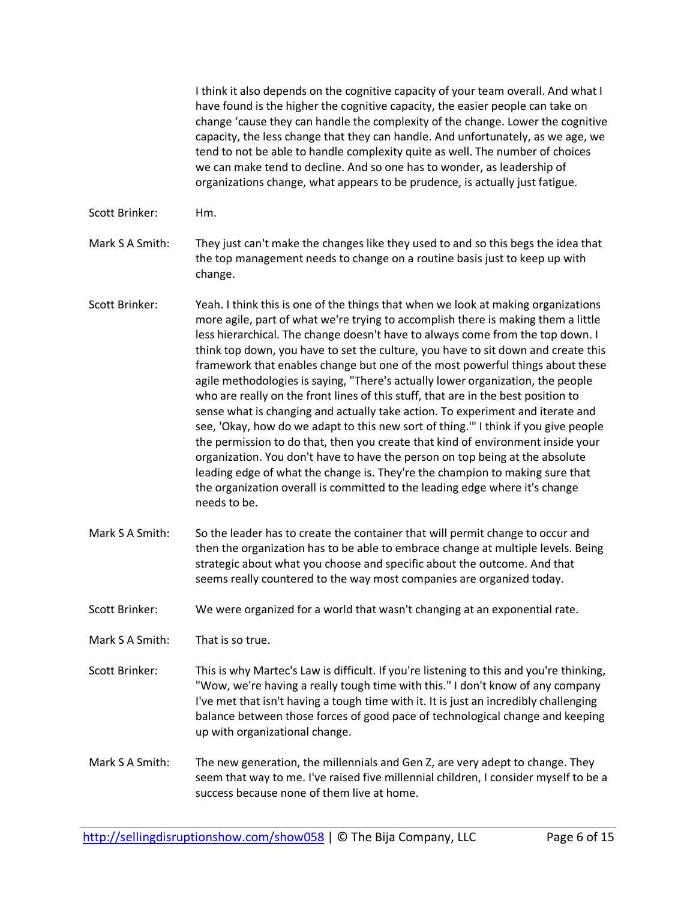I think it also depends on the cognitive capacity of your team overall. And what I have found is the higher the cognitive capacity, the easier people can take on change 'cause they can handle the complexity of the change. Lower the cognitive capacity, the less change that they can handle. And unfortunately, as we age, we tend to not be able to handle complexity quite as well. The number of choices we can make tend to decline. And so one has to wonder, as leadership of organizations change, what appears to be prudence, is actually just fatigue.

**Scott Brinker:** Hm.

**Mark S A Smith:** They just can't make the changes like they used to and so this begs the idea that the top management needs to change on a routine basis just to keep up with change.

**Scott Brinker:** Yeah. I think this is one of the things that when we look at making organizations more agile, part of what we're trying to accomplish there is making them a little less hierarchical. The change doesn't have to always come from the top down. I think top down, you have to set the culture, you have to sit down and create this framework that enables change but one of the most powerful things about these agile methodologies is saying, "There's actually lower organization, the people who are really on the front lines of this stuff, that are in the best position to sense what is changing and actually take action. To experiment and iterate and see, 'Okay, how do we adapt to this new sort of thing.'" I think if you give people the permission to do that, then you create that kind of environment inside your organization. You don't have to have the person on top being at the absolute leading edge of what the change is. They're the champion to making sure that the organization overall is committed to the leading edge where it's change needs to be.

**Mark S A Smith:** So the leader has to create the container that will permit change to occur and then the organization has to be able to embrace change at multiple levels. Being strategic about what you choose and specific about the outcome. And that seems really countered to the way most companies are organized today.

**Scott Brinker:** We were organized for a world that wasn't changing at an exponential rate.

**Mark S A Smith:** That is so true.

**Scott Brinker:** This is why Martec's Law is difficult. If you're listening to this and you're thinking, "Wow, we're having a really tough time with this." I don't know of any company I've met that isn't having a tough time with it. It is just an incredibly challenging balance between those forces of good pace of technological change and keeping up with organizational change.

**Mark S A Smith:** The new generation, the millennials and Gen Z, are very adept to change. They seem that way to me. I've raised five millennial children, I consider myself to be a success because none of them live at home.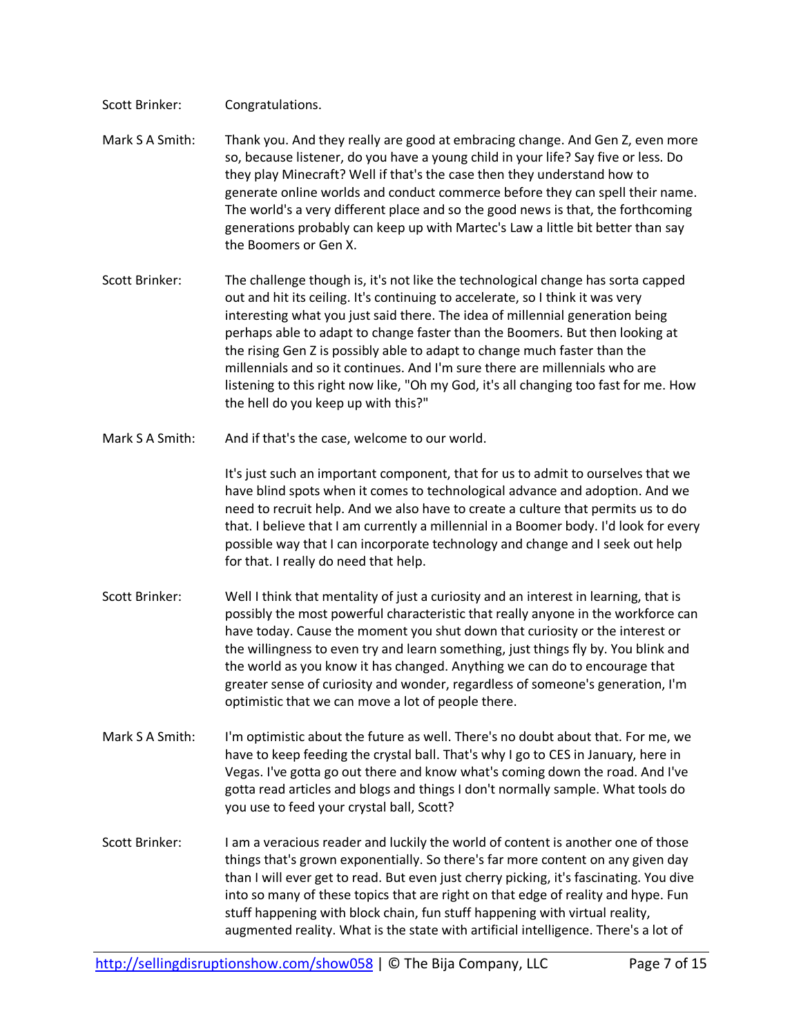**Scott Brinker:** Congratulations.

**Mark S A Smith:** Thank you. And they really are good at embracing change. And Gen Z, even more so, because listener, do you have a young child in your life? Say five or less. Do they play Minecraft? Well if that's the case then they understand how to generate online worlds and conduct commerce before they can spell their name. The world's a very different place and so the good news is that, the forthcoming generations probably can keep up with Martec's Law a little bit better than say the Boomers or Gen X.

**Scott Brinker:** The challenge though is, it's not like the technological change has sorta capped out and hit its ceiling. It's continuing to accelerate, so I think it was very interesting what you just said there. The idea of millennial generation being perhaps able to adapt to change faster than the Boomers. But then looking at the rising Gen Z is possibly able to adapt to change much faster than the millennials and so it continues. And I'm sure there are millennials who are listening to this right now like, "Oh my God, it's all changing too fast for me. How the hell do you keep up with this?"

**Mark S A Smith:** And if that's the case, welcome to our world.

It's just such an important component, that for us to admit to ourselves that we have blind spots when it comes to technological advance and adoption. And we need to recruit help. And we also have to create a culture that permits us to do that. I believe that I am currently a millennial in a Boomer body. I'd look for every possible way that I can incorporate technology and change and I seek out help for that. I really do need that help.

**Scott Brinker:** Well I think that mentality of just a curiosity and an interest in learning, that is possibly the most powerful characteristic that really anyone in the workforce can have today. Cause the moment you shut down that curiosity or the interest or the willingness to even try and learn something, just things fly by. You blink and the world as you know it has changed. Anything we can do to encourage that greater sense of curiosity and wonder, regardless of someone's generation, I'm optimistic that we can move a lot of people there.

**Mark S A Smith:** I'm optimistic about the future as well. There's no doubt about that. For me, we have to keep feeding the crystal ball. That's why I go to CES in January, here in Vegas. I've gotta go out there and know what's coming down the road. And I've gotta read articles and blogs and things I don't normally sample. What tools do you use to feed your crystal ball, Scott?

**Scott Brinker:** I am a veracious reader and luckily the world of content is another one of those things that's grown exponentially. So there's far more content on any given day than I will ever get to read. But even just cherry picking, it's fascinating. You dive into so many of these topics that are right on that edge of reality and hype. Fun stuff happening with block chain, fun stuff happening with virtual reality, augmented reality. What is the state with artificial intelligence. There's a lot of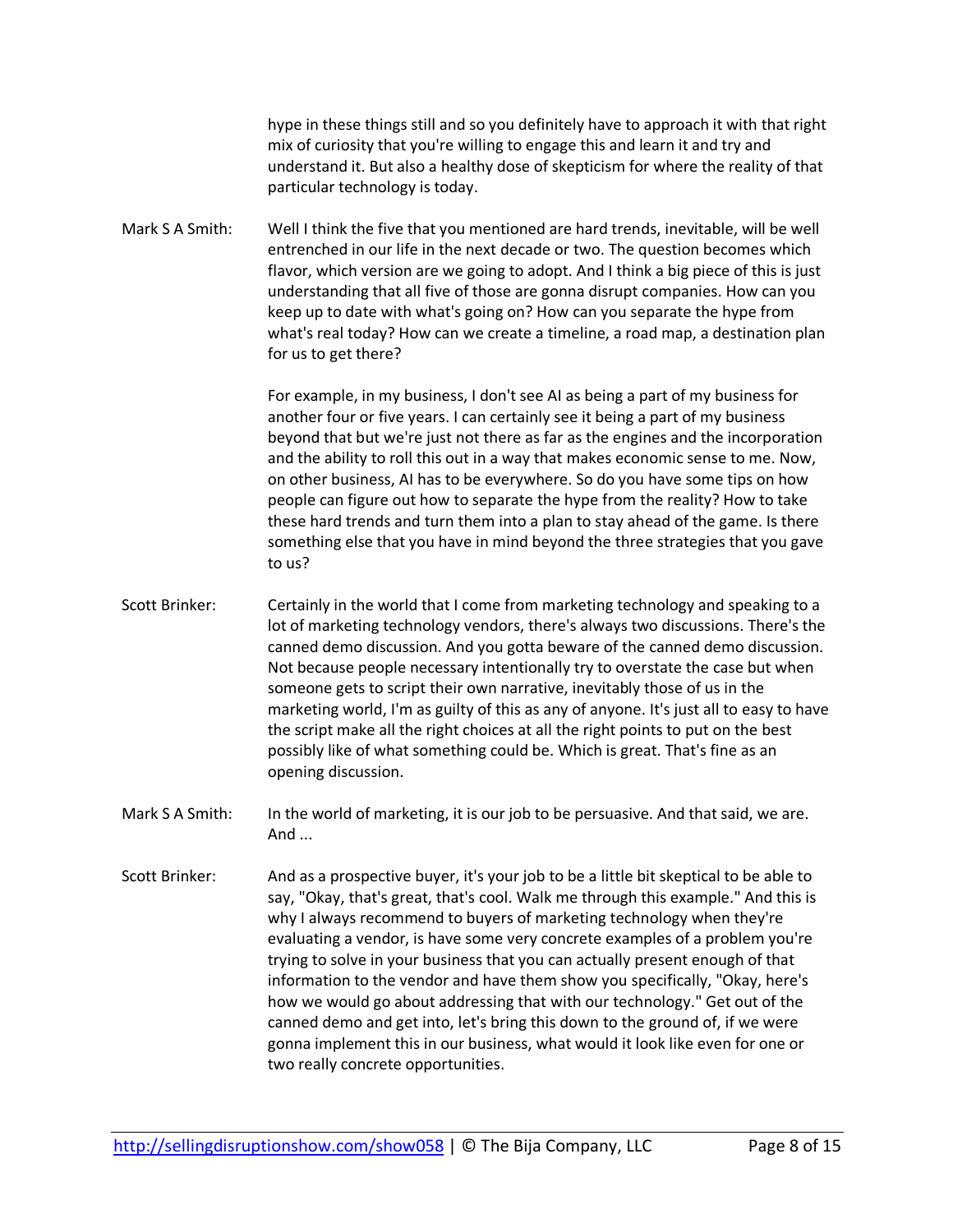hype in these things still and so you definitely have to approach it with that right mix of curiosity that you're willing to engage this and learn it and try and understand it. But also a healthy dose of skepticism for where the reality of that particular technology is today.

**Mark S A Smith:** Well I think the five that you mentioned are hard trends, inevitable, will be well entrenched in our life in the next decade or two. The question becomes which flavor, which version are we going to adopt. And I think a big piece of this is just understanding that all five of those are gonna disrupt companies. How can you keep up to date with what's going on? How can you separate the hype from what's real today? How can we create a timeline, a road map, a destination plan for us to get there?

For example, in my business, I don't see AI as being a part of my business for another four or five years. I can certainly see it being a part of my business beyond that but we're just not there as far as the engines and the incorporation and the ability to roll this out in a way that makes economic sense to me. Now, on other business, AI has to be everywhere. So do you have some tips on how people can figure out how to separate the hype from the reality? How to take these hard trends and turn them into a plan to stay ahead of the game. Is there something else that you have in mind beyond the three strategies that you gave to us?

**Scott Brinker:** Certainly in the world that I come from marketing technology and speaking to a lot of marketing technology vendors, there's always two discussions. There's the canned demo discussion. And you gotta beware of the canned demo discussion. Not because people necessary intentionally try to overstate the case but when someone gets to script their own narrative, inevitably those of us in the marketing world, I'm as guilty of this as any of anyone. It's just all to easy to have the script make all the right choices at all the right points to put on the best possibly like of what something could be. Which is great. That's fine as an opening discussion.

**Mark S A Smith:** In the world of marketing, it is our job to be persuasive. And that said, we are. And ...

**Scott Brinker:** And as a prospective buyer, it's your job to be a little bit skeptical to be able to say, "Okay, that's great, that's cool. Walk me through this example." And this is why I always recommend to buyers of marketing technology when they're evaluating a vendor, is have some very concrete examples of a problem you're trying to solve in your business that you can actually present enough of that information to the vendor and have them show you specifically, "Okay, here's how we would go about addressing that with our technology." Get out of the canned demo and get into, let's bring this down to the ground of, if we were gonna implement this in our business, what would it look like even for one or two really concrete opportunities.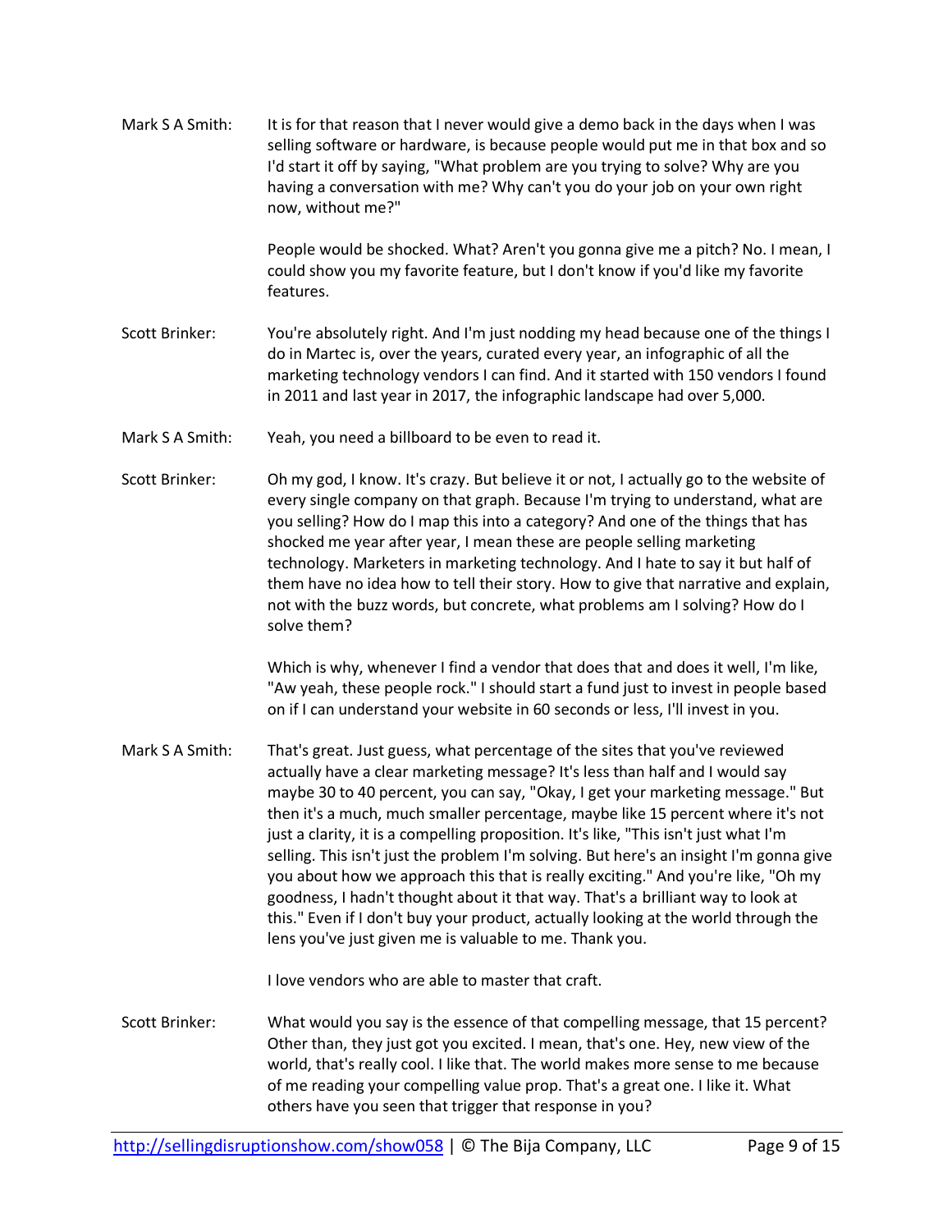**Mark S A Smith:** It is for that reason that I never would give a demo back in the days when I was selling software or hardware, is because people would put me in that box and so I'd start it off by saying, "What problem are you trying to solve? Why are you having a conversation with me? Why can't you do your job on your own right now, without me?"

People would be shocked. What? Aren't you gonna give me a pitch? No. I mean, I could show you my favorite feature, but I don't know if you'd like my favorite features.

**Scott Brinker:** You're absolutely right. And I'm just nodding my head because one of the things I do in Martec is, over the years, curated every year, an infographic of all the marketing technology vendors I can find. And it started with 150 vendors I found in 2011 and last year in 2017, the infographic landscape had over 5,000.

**Mark S A Smith:** Yeah, you need a billboard to be even to read it.

**Scott Brinker:** Oh my god, I know. It's crazy. But believe it or not, I actually go to the website of every single company on that graph. Because I'm trying to understand, what are you selling? How do I map this into a category? And one of the things that has shocked me year after year, I mean these are people selling marketing technology. Marketers in marketing technology. And I hate to say it but half of them have no idea how to tell their story. How to give that narrative and explain, not with the buzz words, but concrete, what problems am I solving? How do I solve them?

Which is why, whenever I find a vendor that does that and does it well, I'm like, "Aw yeah, these people rock." I should start a fund just to invest in people based on if I can understand your website in 60 seconds or less, I'll invest in you.

**Mark S A Smith:** That's great. Just guess, what percentage of the sites that you've reviewed actually have a clear marketing message? It's less than half and I would say maybe 30 to 40 percent, you can say, "Okay, I get your marketing message." But then it's a much, much smaller percentage, maybe like 15 percent where it's not just a clarity, it is a compelling proposition. It's like, "This isn't just what I'm selling. This isn't just the problem I'm solving. But here's an insight I'm gonna give you about how we approach this that is really exciting." And you're like, "Oh my goodness, I hadn't thought about it that way. That's a brilliant way to look at this." Even if I don't buy your product, actually looking at the world through the lens you've just given me is valuable to me. Thank you.

I love vendors who are able to master that craft.

**Scott Brinker:** What would you say is the essence of that compelling message, that 15 percent? Other than, they just got you excited. I mean, that's one. Hey, new view of the world, that's really cool. I like that. The world makes more sense to me because of me reading your compelling value prop. That's a great one. I like it. What others have you seen that trigger that response in you?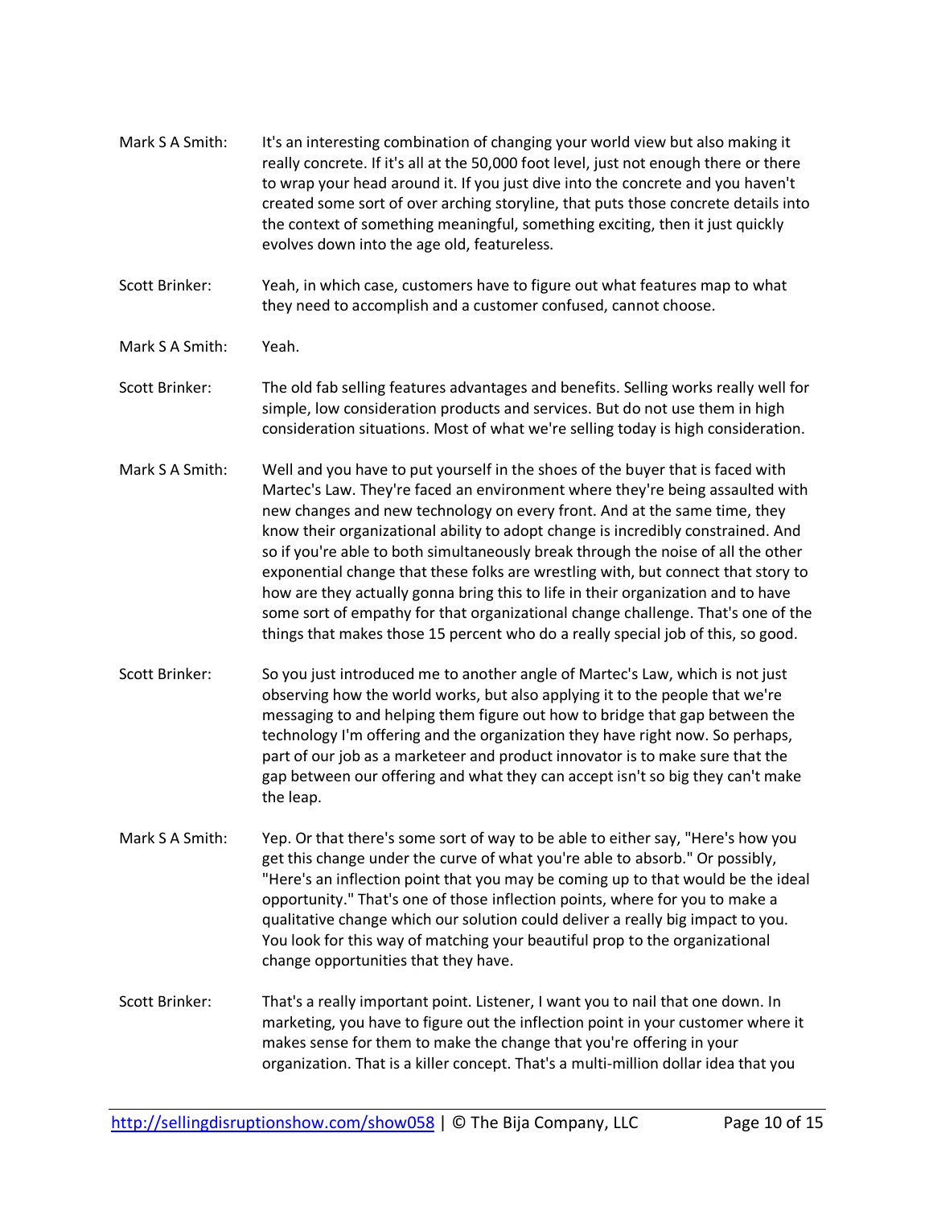Mark S A Smith: It's an interesting combination of changing your world view but also making it really concrete. If it's all at the 50,000 foot level, just not enough there or there to wrap your head around it. If you just dive into the concrete and you haven't created some sort of over arching storyline, that puts those concrete details into the context of something meaningful, something exciting, then it just quickly evolves down into the age old, featureless.

Scott Brinker: Yeah, in which case, customers have to figure out what features map to what they need to accomplish and a customer confused, cannot choose.

Mark S A Smith: Yeah.

Scott Brinker: The old fab selling features advantages and benefits. Selling works really well for simple, low consideration products and services. But do not use them in high consideration situations. Most of what we're selling today is high consideration.

Mark S A Smith: Well and you have to put yourself in the shoes of the buyer that is faced with Martec's Law. They're faced an environment where they're being assaulted with new changes and new technology on every front. And at the same time, they know their organizational ability to adopt change is incredibly constrained. And so if you're able to both simultaneously break through the noise of all the other exponential change that these folks are wrestling with, but connect that story to how are they actually gonna bring this to life in their organization and to have some sort of empathy for that organizational change challenge. That's one of the things that makes those 15 percent who do a really special job of this, so good.

Scott Brinker: So you just introduced me to another angle of Martec's Law, which is not just observing how the world works, but also applying it to the people that we're messaging to and helping them figure out how to bridge that gap between the technology I'm offering and the organization they have right now. So perhaps, part of our job as a marketeer and product innovator is to make sure that the gap between our offering and what they can accept isn't so big they can't make the leap.

Mark S A Smith: Yep. Or that there's some sort of way to be able to either say, "Here's how you get this change under the curve of what you're able to absorb." Or possibly, "Here's an inflection point that you may be coming up to that would be the ideal opportunity." That's one of those inflection points, where for you to make a qualitative change which our solution could deliver a really big impact to you. You look for this way of matching your beautiful prop to the organizational change opportunities that they have.

Scott Brinker: That's a really important point. Listener, I want you to nail that one down. In marketing, you have to figure out the inflection point in your customer where it makes sense for them to make the change that you're offering in your organization. That is a killer concept. That's a multi-million dollar idea that you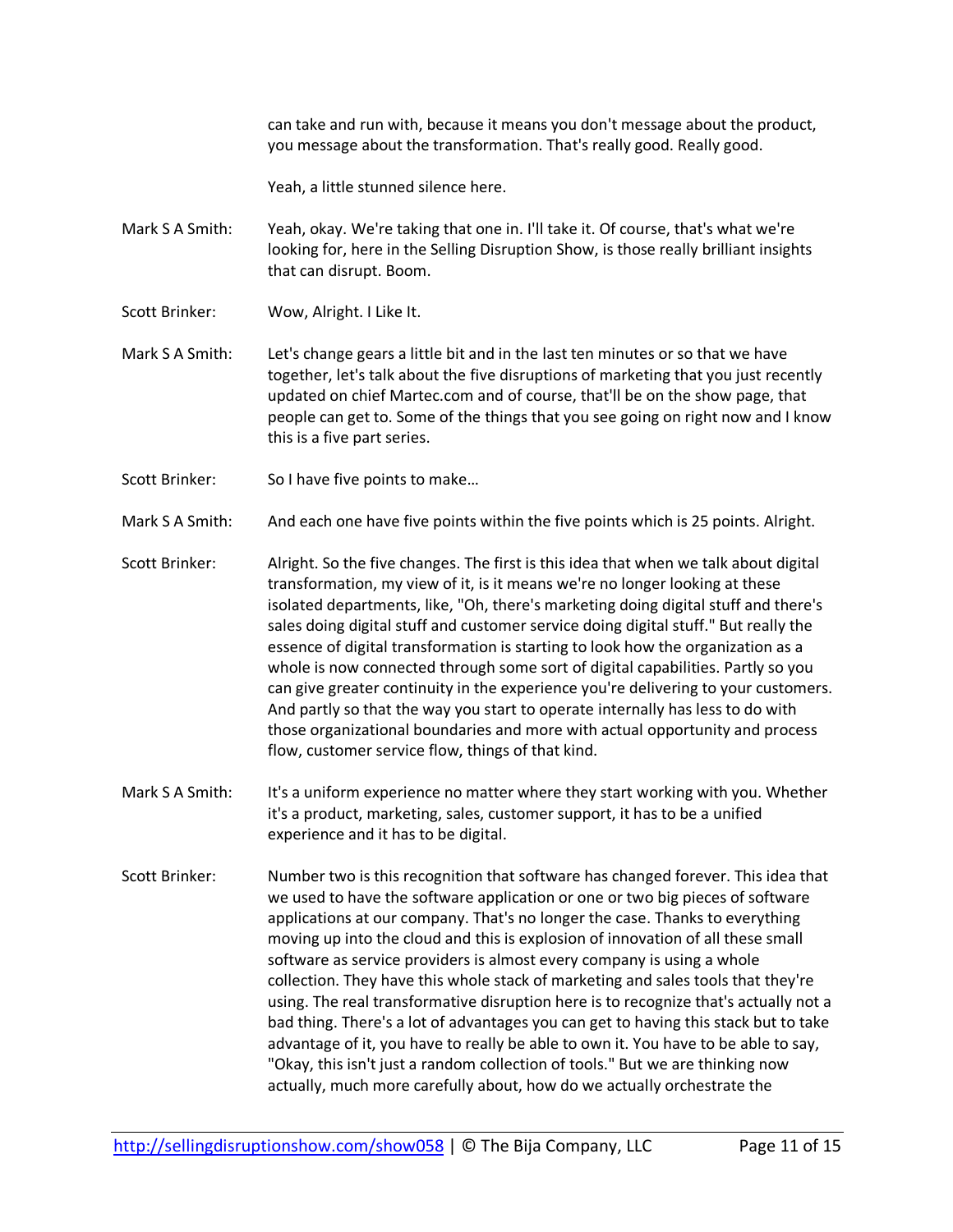can take and run with, because it means you don't message about the product, you message about the transformation. That's really good. Really good.

Yeah, a little stunned silence here.

**Mark S A Smith:** Yeah, okay. We're taking that one in. I'll take it. Of course, that's what we're looking for, here in the Selling Disruption Show, is those really brilliant insights that can disrupt. Boom.

**Scott Brinker:** Wow, Alright. I Like It.

**Mark S A Smith:** Let's change gears a little bit and in the last ten minutes or so that we have together, let's talk about the five disruptions of marketing that you just recently updated on chief Martec.com and of course, that'll be on the show page, that people can get to. Some of the things that you see going on right now and I know this is a five part series.

**Scott Brinker:** So I have five points to make…

**Mark S A Smith:** And each one have five points within the five points which is 25 points. Alright.

**Scott Brinker:** Alright. So the five changes. The first is this idea that when we talk about digital transformation, my view of it, is it means we're no longer looking at these isolated departments, like, "Oh, there's marketing doing digital stuff and there's sales doing digital stuff and customer service doing digital stuff." But really the essence of digital transformation is starting to look how the organization as a whole is now connected through some sort of digital capabilities. Partly so you can give greater continuity in the experience you're delivering to your customers. And partly so that the way you start to operate internally has less to do with those organizational boundaries and more with actual opportunity and process flow, customer service flow, things of that kind.

**Mark S A Smith:** It's a uniform experience no matter where they start working with you. Whether it's a product, marketing, sales, customer support, it has to be a unified experience and it has to be digital.

**Scott Brinker:** Number two is this recognition that software has changed forever. This idea that we used to have the software application or one or two big pieces of software applications at our company. That's no longer the case. Thanks to everything moving up into the cloud and this is explosion of innovation of all these small software as service providers is almost every company is using a whole collection. They have this whole stack of marketing and sales tools that they're using. The real transformative disruption here is to recognize that's actually not a bad thing. There's a lot of advantages you can get to having this stack but to take advantage of it, you have to really be able to own it. You have to be able to say, "Okay, this isn't just a random collection of tools." But we are thinking now actually, much more carefully about, how do we actually orchestrate the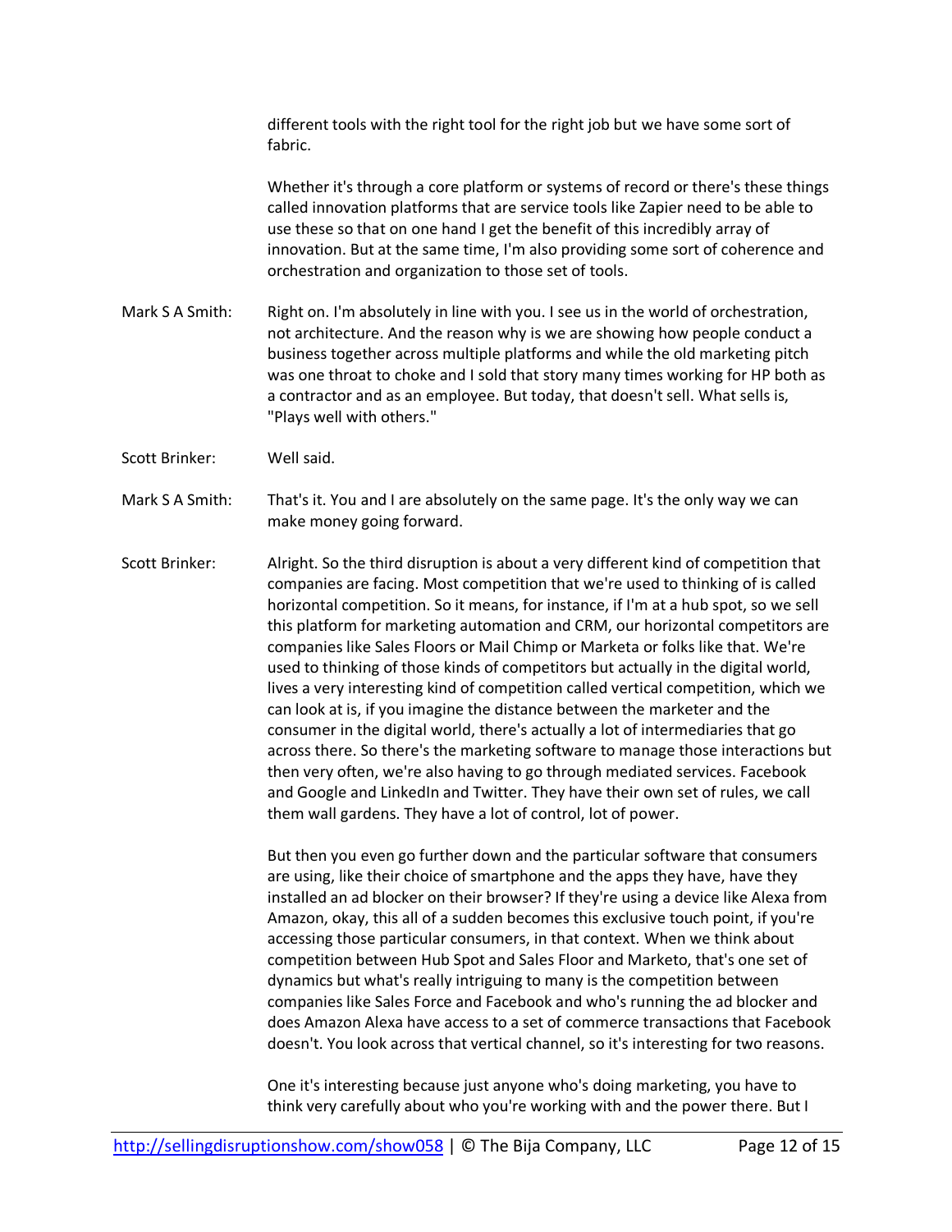different tools with the right tool for the right job but we have some sort of fabric.

Whether it's through a core platform or systems of record or there's these things called innovation platforms that are service tools like Zapier need to be able to use these so that on one hand I get the benefit of this incredibly array of innovation. But at the same time, I'm also providing some sort of coherence and orchestration and organization to those set of tools.

Mark S A Smith: Right on. I'm absolutely in line with you. I see us in the world of orchestration, not architecture. And the reason why is we are showing how people conduct a business together across multiple platforms and while the old marketing pitch was one throat to choke and I sold that story many times working for HP both as a contractor and as an employee. But today, that doesn't sell. What sells is, "Plays well with others."

Scott Brinker: Well said.

Mark S A Smith: That's it. You and I are absolutely on the same page. It's the only way we can make money going forward.

Scott Brinker: Alright. So the third disruption is about a very different kind of competition that companies are facing. Most competition that we're used to thinking of is called horizontal competition. So it means, for instance, if I'm at a hub spot, so we sell this platform for marketing automation and CRM, our horizontal competitors are companies like Sales Floors or Mail Chimp or Marketa or folks like that. We're used to thinking of those kinds of competitors but actually in the digital world, lives a very interesting kind of competition called vertical competition, which we can look at is, if you imagine the distance between the marketer and the consumer in the digital world, there's actually a lot of intermediaries that go across there. So there's the marketing software to manage those interactions but then very often, we're also having to go through mediated services. Facebook and Google and LinkedIn and Twitter. They have their own set of rules, we call them wall gardens. They have a lot of control, lot of power.

But then you even go further down and the particular software that consumers are using, like their choice of smartphone and the apps they have, have they installed an ad blocker on their browser? If they're using a device like Alexa from Amazon, okay, this all of a sudden becomes this exclusive touch point, if you're accessing those particular consumers, in that context. When we think about competition between Hub Spot and Sales Floor and Marketo, that's one set of dynamics but what's really intriguing to many is the competition between companies like Sales Force and Facebook and who's running the ad blocker and does Amazon Alexa have access to a set of commerce transactions that Facebook doesn't. You look across that vertical channel, so it's interesting for two reasons.

One it's interesting because just anyone who's doing marketing, you have to think very carefully about who you're working with and the power there. But I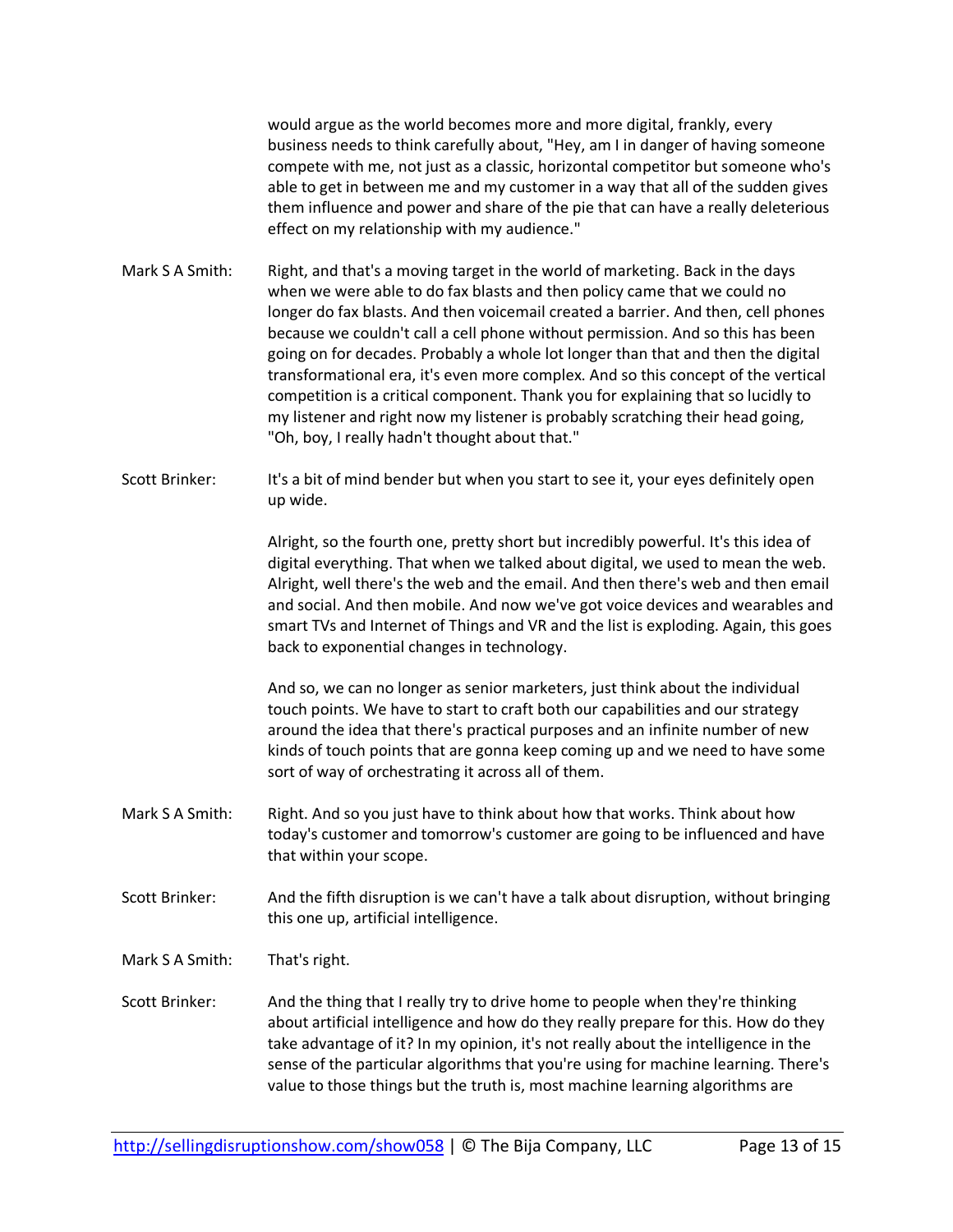would argue as the world becomes more and more digital, frankly, every business needs to think carefully about, "Hey, am I in danger of having someone compete with me, not just as a classic, horizontal competitor but someone who's able to get in between me and my customer in a way that all of the sudden gives them influence and power and share of the pie that can have a really deleterious effect on my relationship with my audience."

**Mark S A Smith:** Right, and that's a moving target in the world of marketing. Back in the days when we were able to do fax blasts and then policy came that we could no longer do fax blasts. And then voicemail created a barrier. And then, cell phones because we couldn't call a cell phone without permission. And so this has been going on for decades. Probably a whole lot longer than that and then the digital transformational era, it's even more complex. And so this concept of the vertical competition is a critical component. Thank you for explaining that so lucidly to my listener and right now my listener is probably scratching their head going, "Oh, boy, I really hadn't thought about that."

**Scott Brinker:** It's a bit of mind bender but when you start to see it, your eyes definitely open up wide.

Alright, so the fourth one, pretty short but incredibly powerful. It's this idea of digital everything. That when we talked about digital, we used to mean the web. Alright, well there's the web and the email. And then there's web and then email and social. And then mobile. And now we've got voice devices and wearables and smart TVs and Internet of Things and VR and the list is exploding. Again, this goes back to exponential changes in technology.

And so, we can no longer as senior marketers, just think about the individual touch points. We have to start to craft both our capabilities and our strategy around the idea that there's practical purposes and an infinite number of new kinds of touch points that are gonna keep coming up and we need to have some sort of way of orchestrating it across all of them.

**Mark S A Smith:** Right. And so you just have to think about how that works. Think about how today's customer and tomorrow's customer are going to be influenced and have that within your scope.

**Scott Brinker:** And the fifth disruption is we can't have a talk about disruption, without bringing this one up, artificial intelligence.

**Mark S A Smith:** That's right.

**Scott Brinker:** And the thing that I really try to drive home to people when they're thinking about artificial intelligence and how do they really prepare for this. How do they take advantage of it? In my opinion, it's not really about the intelligence in the sense of the particular algorithms that you're using for machine learning. There's value to those things but the truth is, most machine learning algorithms are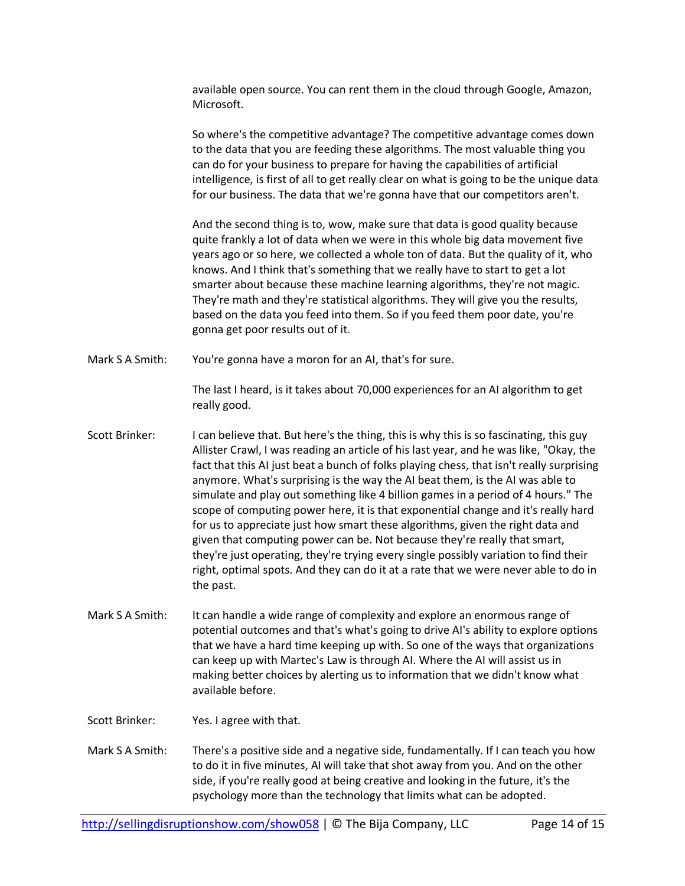available open source. You can rent them in the cloud through Google, Amazon, Microsoft.

So where's the competitive advantage? The competitive advantage comes down to the data that you are feeding these algorithms. The most valuable thing you can do for your business to prepare for having the capabilities of artificial intelligence, is first of all to get really clear on what is going to be the unique data for our business. The data that we're gonna have that our competitors aren't.

And the second thing is to, wow, make sure that data is good quality because quite frankly a lot of data when we were in this whole big data movement five years ago or so here, we collected a whole ton of data. But the quality of it, who knows. And I think that's something that we really have to start to get a lot smarter about because these machine learning algorithms, they're not magic. They're math and they're statistical algorithms. They will give you the results, based on the data you feed into them. So if you feed them poor date, you're gonna get poor results out of it.

Mark S A Smith: You're gonna have a moron for an AI, that's for sure.

The last I heard, is it takes about 70,000 experiences for an AI algorithm to get really good.

Scott Brinker: I can believe that. But here's the thing, this is why this is so fascinating, this guy Allister Crawl, I was reading an article of his last year, and he was like, "Okay, the fact that this AI just beat a bunch of folks playing chess, that isn't really surprising anymore. What's surprising is the way the AI beat them, is the AI was able to simulate and play out something like 4 billion games in a period of 4 hours." The scope of computing power here, it is that exponential change and it's really hard for us to appreciate just how smart these algorithms, given the right data and given that computing power can be. Not because they're really that smart, they're just operating, they're trying every single possibly variation to find their right, optimal spots. And they can do it at a rate that we were never able to do in the past.

Mark S A Smith: It can handle a wide range of complexity and explore an enormous range of potential outcomes and that's what's going to drive AI's ability to explore options that we have a hard time keeping up with. So one of the ways that organizations can keep up with Martec's Law is through AI. Where the AI will assist us in making better choices by alerting us to information that we didn't know what available before.

Scott Brinker: Yes. I agree with that.

Mark S A Smith: There's a positive side and a negative side, fundamentally. If I can teach you how to do it in five minutes, AI will take that shot away from you. And on the other side, if you're really good at being creative and looking in the future, it's the psychology more than the technology that limits what can be adopted.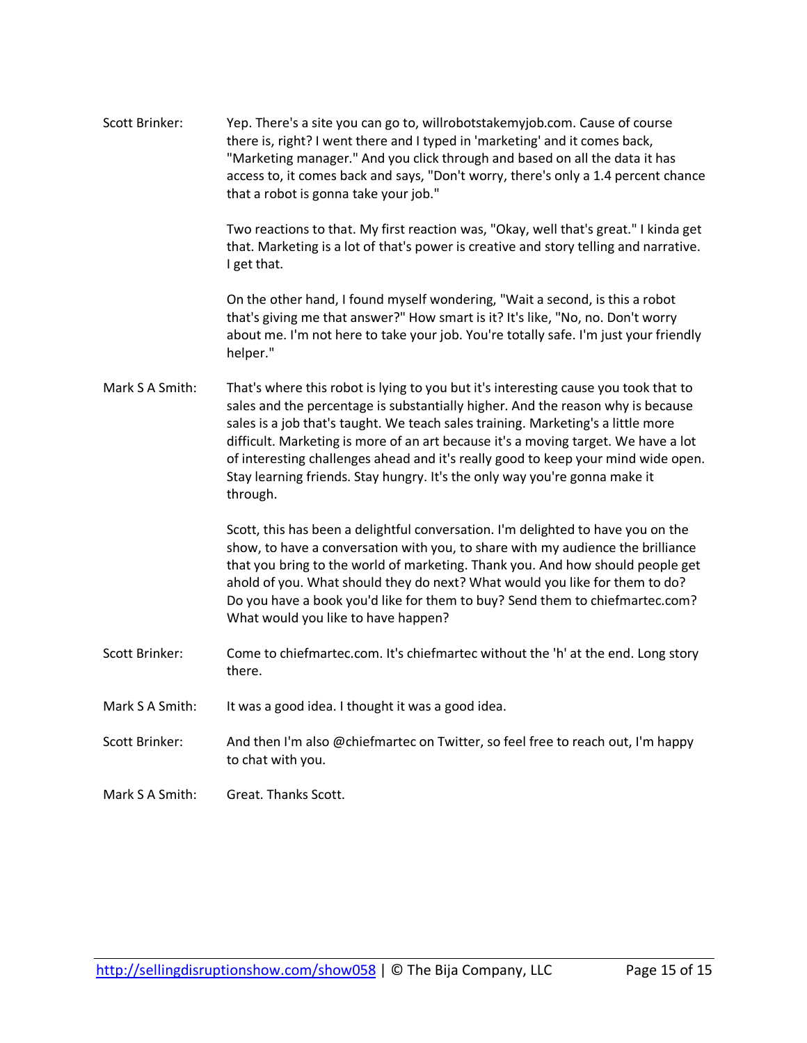Scott Brinker: Yep. There's a site you can go to, willrobotstakemyjob.com. Cause of course there is, right? I went there and I typed in 'marketing' and it comes back, "Marketing manager." And you click through and based on all the data it has access to, it comes back and says, "Don't worry, there's only a 1.4 percent chance that a robot is gonna take your job."

Two reactions to that. My first reaction was, "Okay, well that's great." I kinda get that. Marketing is a lot of that's power is creative and story telling and narrative. I get that.

On the other hand, I found myself wondering, "Wait a second, is this a robot that's giving me that answer?" How smart is it? It's like, "No, no. Don't worry about me. I'm not here to take your job. You're totally safe. I'm just your friendly helper."

Mark S A Smith: That's where this robot is lying to you but it's interesting cause you took that to sales and the percentage is substantially higher. And the reason why is because sales is a job that's taught. We teach sales training. Marketing's a little more difficult. Marketing is more of an art because it's a moving target. We have a lot of interesting challenges ahead and it's really good to keep your mind wide open. Stay learning friends. Stay hungry. It's the only way you're gonna make it through.

Scott, this has been a delightful conversation. I'm delighted to have you on the show, to have a conversation with you, to share with my audience the brilliance that you bring to the world of marketing. Thank you. And how should people get ahold of you. What should they do next? What would you like for them to do? Do you have a book you'd like for them to buy? Send them to chiefmartec.com? What would you like to have happen?

Scott Brinker: Come to chiefmartec.com. It's chiefmartec without the 'h' at the end. Long story there.

Mark S A Smith: It was a good idea. I thought it was a good idea.

Scott Brinker: And then I'm also @chiefmartec on Twitter, so feel free to reach out, I'm happy to chat with you.

Mark S A Smith: Great. Thanks Scott.